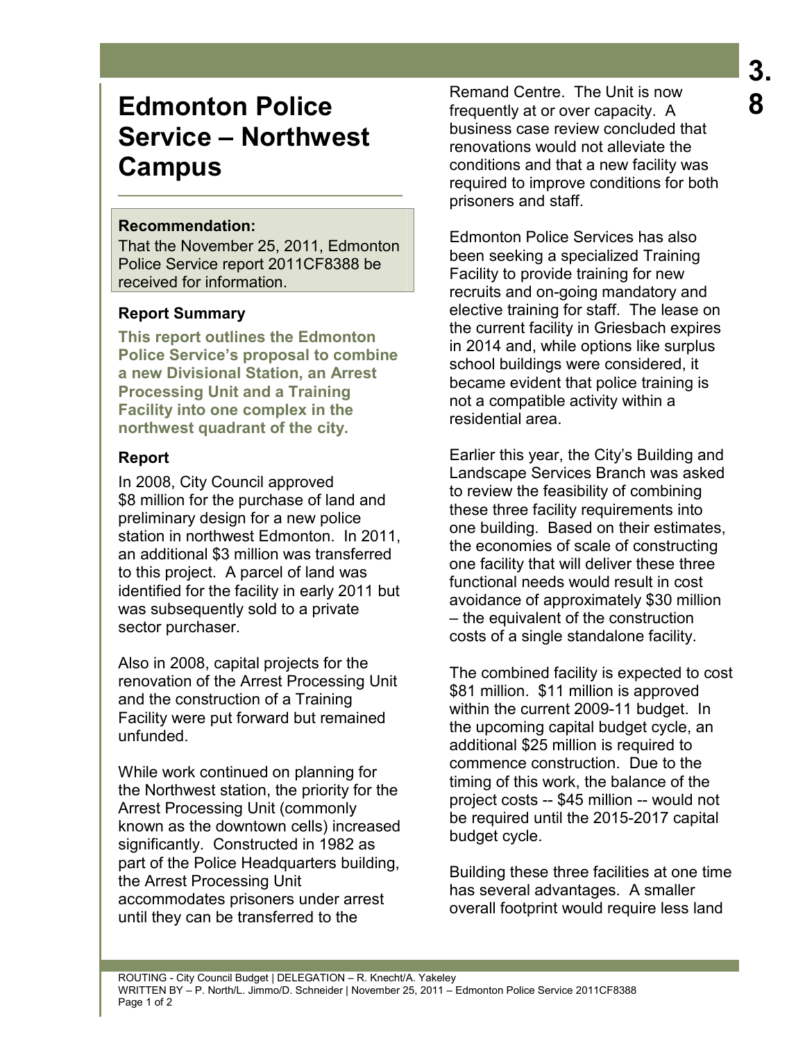# Edmonton Police Service – Northwest Campus

**Recommendation:**

That the November 25, 2011, Edmonton Police Service report 2011CF8388 be received for information.

## Report Summary

**This report outlines the Edmonton Police Service's proposal to combine a new Divisional Station, an Arrest Processing Unit and a Training Facility into one complex in the northwest quadrant of the city.**

## Report

In 2008, City Council approved $8 million for the purchase of land and preliminary design for a new police station in northwest Edmonton. In 2011, an additional $3 million was transferred to this project. A parcel of land was identified for the facility in early 2011 but was subsequently sold to a private sector purchaser.

Also in 2008, capital projects for the renovation of the Arrest Processing Unit and the construction of a Training Facility were put forward but remained unfunded.

While work continued on planning for the Northwest station, the priority for the Arrest Processing Unit (commonly known as the downtown cells) increased significantly. Constructed in 1982 as part of the Police Headquarters building, the Arrest Processing Unit accommodates prisoners under arrest until they can be transferred to the Remand Centre. The Unit is now frequently at or over capacity. A business case review concluded that renovations would not alleviate the conditions and that a new facility was required to improve conditions for both prisoners and staff.

Edmonton Police Services has also been seeking a specialized Training Facility to provide training for new recruits and on-going mandatory and elective training for staff. The lease on the current facility in Griesbach expires in 2014 and, while options like surplus school buildings were considered, it became evident that police training is not a compatible activity within a residential area.

Earlier this year, the City's Building and Landscape Services Branch was asked to review the feasibility of combining these three facility requirements into one building. Based on their estimates, the economies of scale of constructing one facility that will deliver these three functional needs would result in cost avoidance of approximately $30 million – the equivalent of the construction costs of a single standalone facility.

The combined facility is expected to cost $81 million. $11 million is approved within the current 2009-11 budget. In the upcoming capital budget cycle, an additional $25 million is required to commence construction. Due to the timing of this work, the balance of the project costs -- $45 million -- would not be required until the 2015-2017 capital budget cycle.

Building these three facilities at one time has several advantages. A smaller overall footprint would require less land

ROUTING - City Council Budget | DELEGATION – R. Knecht/A. Yakeley
WRITTEN BY – P. North/L. Jimmo/D. Schneider | November 25, 2011 – Edmonton Police Service 2011CF8388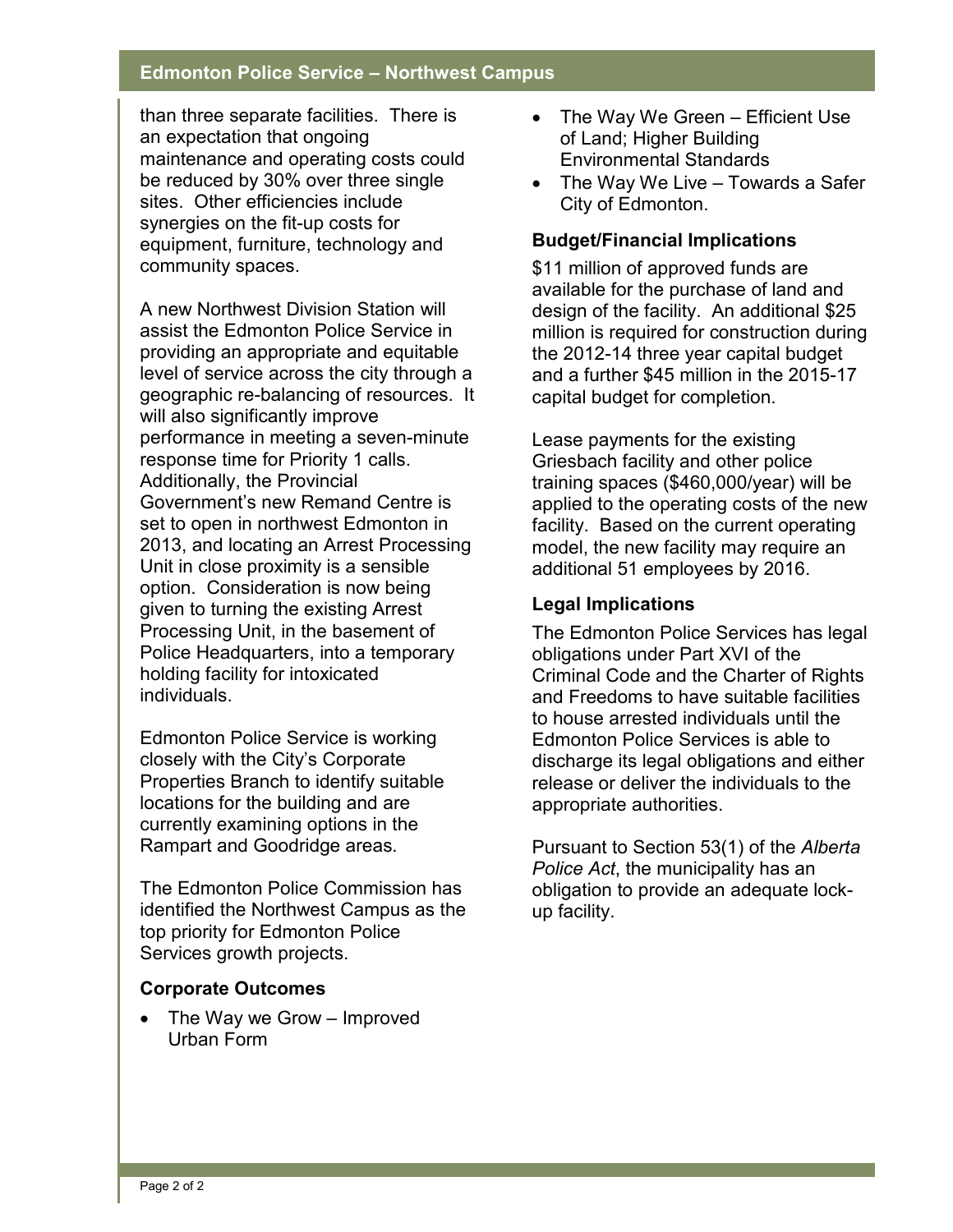than three separate facilities. There is an expectation that ongoing maintenance and operating costs could be reduced by 30% over three single sites. Other efficiencies include synergies on the fit-up costs for equipment, furniture, technology and community spaces.

A new Northwest Division Station will assist the Edmonton Police Service in providing an appropriate and equitable level of service across the city through a geographic re-balancing of resources. It will also significantly improve performance in meeting a seven-minute response time for Priority 1 calls. Additionally, the Provincial Government's new Remand Centre is set to open in northwest Edmonton in 2013, and locating an Arrest Processing Unit in close proximity is a sensible option. Consideration is now being given to turning the existing Arrest Processing Unit, in the basement of Police Headquarters, into a temporary holding facility for intoxicated individuals.

Edmonton Police Service is working closely with the City's Corporate Properties Branch to identify suitable locations for the building and are currently examining options in the Rampart and Goodridge areas.

The Edmonton Police Commission has identified the Northwest Campus as the top priority for Edmonton Police Services growth projects.

### Corporate Outcomes

- The Way we Grow – Improved Urban Form
- The Way We Green – Efficient Use of Land; Higher Building Environmental Standards
- The Way We Live – Towards a Safer City of Edmonton.

### Budget/Financial Implications

$11 million of approved funds are available for the purchase of land and design of the facility. An additional $25 million is required for construction during the 2012-14 three year capital budget and a further $45 million in the 2015-17 capital budget for completion.

Lease payments for the existing Griesbach facility and other police training spaces ($460,000/year) will be applied to the operating costs of the new facility. Based on the current operating model, the new facility may require an additional 51 employees by 2016.

### Legal Implications

The Edmonton Police Services has legal obligations under Part XVI of the Criminal Code and the Charter of Rights and Freedoms to have suitable facilities to house arrested individuals until the Edmonton Police Services is able to discharge its legal obligations and either release or deliver the individuals to the appropriate authorities.

Pursuant to Section 53(1) of the *Alberta Police Act*, the municipality has an obligation to provide an adequate lock-up facility.